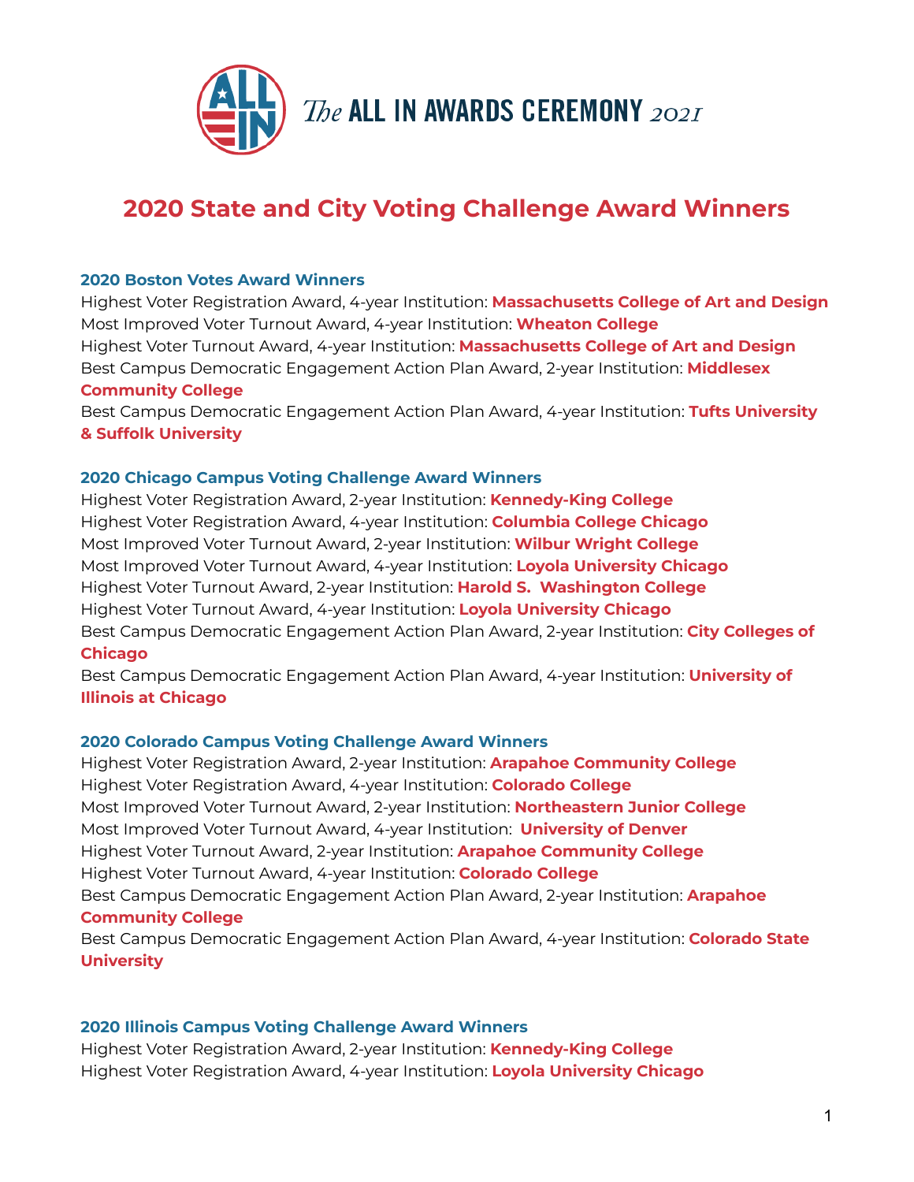*The* ALL IN AWARDS CEREMONY *2021*

# 2020 State and City Voting Challenge Award Winners

### 2020 Boston Votes Award Winners

Highest Voter Registration Award, 4-year Institution: **Massachusetts College of Art and Design**
Most Improved Voter Turnout Award, 4-year Institution: **Wheaton College**
Highest Voter Turnout Award, 4-year Institution: **Massachusetts College of Art and Design**
Best Campus Democratic Engagement Action Plan Award, 2-year Institution: **Middlesex Community College**
Best Campus Democratic Engagement Action Plan Award, 4-year Institution: **Tufts University & Suffolk University**

### 2020 Chicago Campus Voting Challenge Award Winners

Highest Voter Registration Award, 2-year Institution: **Kennedy-King College**
Highest Voter Registration Award, 4-year Institution: **Columbia College Chicago**
Most Improved Voter Turnout Award, 2-year Institution: **Wilbur Wright College**
Most Improved Voter Turnout Award, 4-year Institution: **Loyola University Chicago**
Highest Voter Turnout Award, 2-year Institution: **Harold S. Washington College**
Highest Voter Turnout Award, 4-year Institution: **Loyola University Chicago**
Best Campus Democratic Engagement Action Plan Award, 2-year Institution: **City Colleges of Chicago**
Best Campus Democratic Engagement Action Plan Award, 4-year Institution: **University of Illinois at Chicago**

### 2020 Colorado Campus Voting Challenge Award Winners

Highest Voter Registration Award, 2-year Institution: **Arapahoe Community College**
Highest Voter Registration Award, 4-year Institution: **Colorado College**
Most Improved Voter Turnout Award, 2-year Institution: **Northeastern Junior College**
Most Improved Voter Turnout Award, 4-year Institution: **University of Denver**
Highest Voter Turnout Award, 2-year Institution: **Arapahoe Community College**
Highest Voter Turnout Award, 4-year Institution: **Colorado College**
Best Campus Democratic Engagement Action Plan Award, 2-year Institution: **Arapahoe Community College**
Best Campus Democratic Engagement Action Plan Award, 4-year Institution: **Colorado State University**

### 2020 Illinois Campus Voting Challenge Award Winners

Highest Voter Registration Award, 2-year Institution: **Kennedy-King College**
Highest Voter Registration Award, 4-year Institution: **Loyola University Chicago**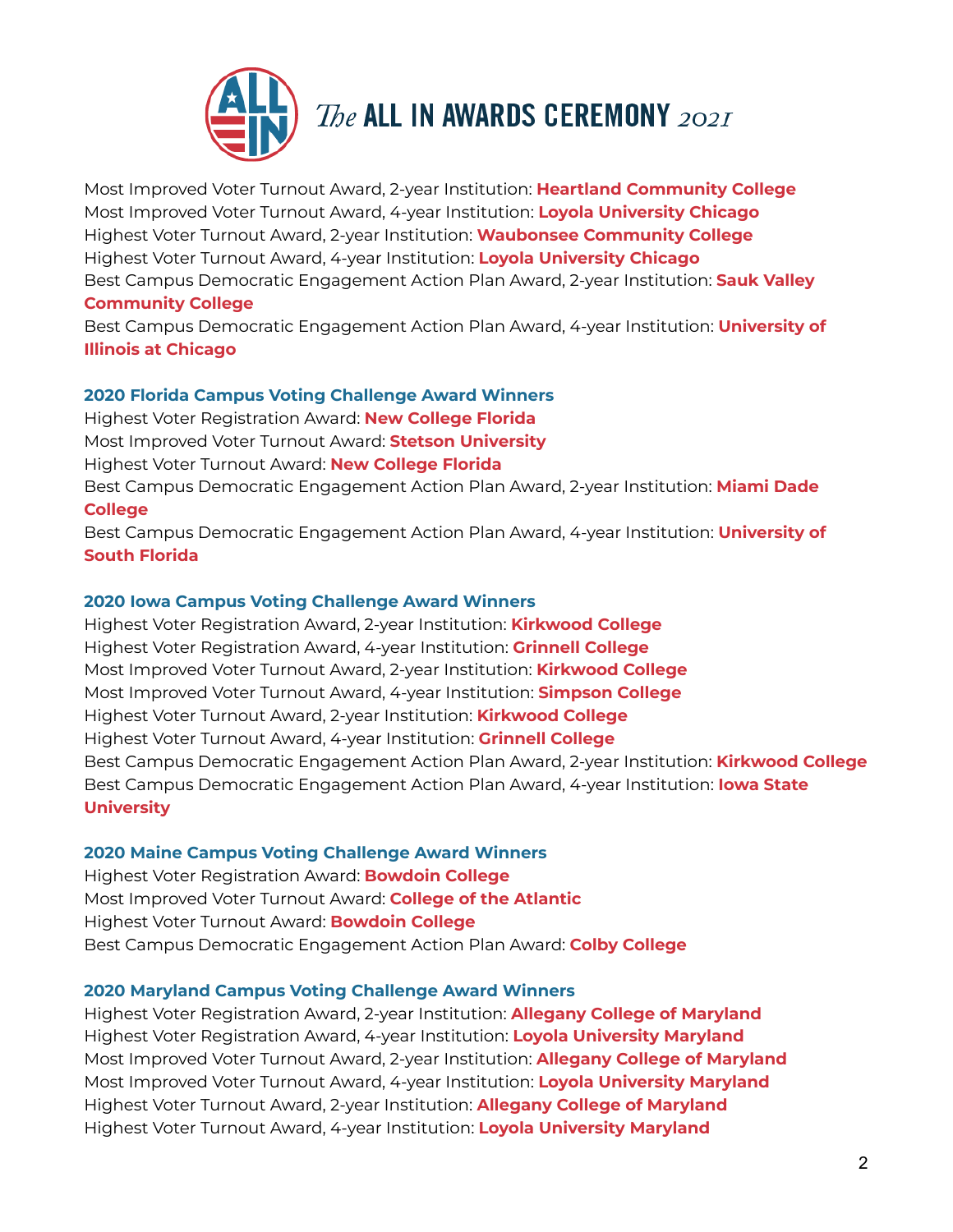Most Improved Voter Turnout Award, 2-year Institution: **Heartland Community College**
Most Improved Voter Turnout Award, 4-year Institution: **Loyola University Chicago**
Highest Voter Turnout Award, 2-year Institution: **Waubonsee Community College**
Highest Voter Turnout Award, 4-year Institution: **Loyola University Chicago**
Best Campus Democratic Engagement Action Plan Award, 2-year Institution: **Sauk Valley Community College**
Best Campus Democratic Engagement Action Plan Award, 4-year Institution: **University of Illinois at Chicago**

### 2020 Florida Campus Voting Challenge Award Winners

Highest Voter Registration Award: **New College Florida**
Most Improved Voter Turnout Award: **Stetson University**
Highest Voter Turnout Award: **New College Florida**
Best Campus Democratic Engagement Action Plan Award, 2-year Institution: **Miami Dade College**
Best Campus Democratic Engagement Action Plan Award, 4-year Institution: **University of South Florida**

### 2020 Iowa Campus Voting Challenge Award Winners

Highest Voter Registration Award, 2-year Institution: **Kirkwood College**
Highest Voter Registration Award, 4-year Institution: **Grinnell College**
Most Improved Voter Turnout Award, 2-year Institution: **Kirkwood College**
Most Improved Voter Turnout Award, 4-year Institution: **Simpson College**
Highest Voter Turnout Award, 2-year Institution: **Kirkwood College**
Highest Voter Turnout Award, 4-year Institution: **Grinnell College**
Best Campus Democratic Engagement Action Plan Award, 2-year Institution: **Kirkwood College**
Best Campus Democratic Engagement Action Plan Award, 4-year Institution: **Iowa State University**

### 2020 Maine Campus Voting Challenge Award Winners

Highest Voter Registration Award: **Bowdoin College**
Most Improved Voter Turnout Award: **College of the Atlantic**
Highest Voter Turnout Award: **Bowdoin College**
Best Campus Democratic Engagement Action Plan Award: **Colby College**

### 2020 Maryland Campus Voting Challenge Award Winners

Highest Voter Registration Award, 2-year Institution: **Allegany College of Maryland**
Highest Voter Registration Award, 4-year Institution: **Loyola University Maryland**
Most Improved Voter Turnout Award, 2-year Institution: **Allegany College of Maryland**
Most Improved Voter Turnout Award, 4-year Institution: **Loyola University Maryland**
Highest Voter Turnout Award, 2-year Institution: **Allegany College of Maryland**
Highest Voter Turnout Award, 4-year Institution: **Loyola University Maryland**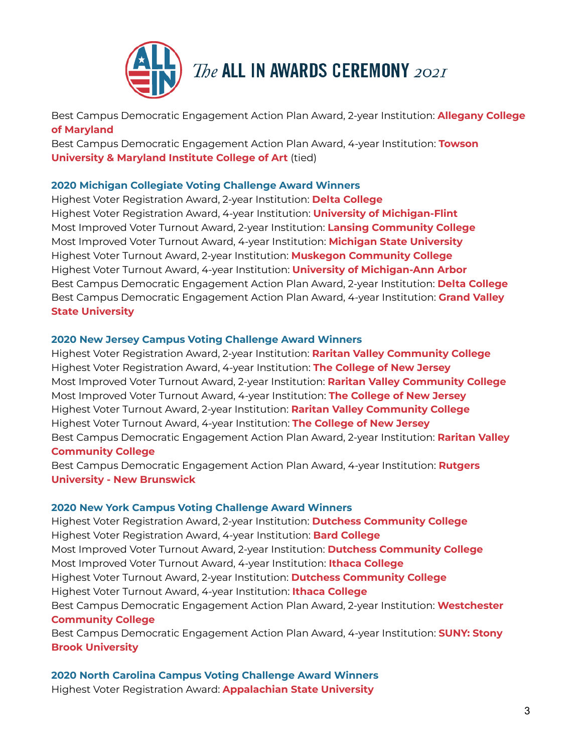Best Campus Democratic Engagement Action Plan Award, 2-year Institution: **Allegany College of Maryland**
Best Campus Democratic Engagement Action Plan Award, 4-year Institution: **Towson University & Maryland Institute College of Art** (tied)

**2020 Michigan Collegiate Voting Challenge Award Winners**
Highest Voter Registration Award, 2-year Institution: **Delta College**
Highest Voter Registration Award, 4-year Institution: **University of Michigan-Flint**
Most Improved Voter Turnout Award, 2-year Institution: **Lansing Community College**
Most Improved Voter Turnout Award, 4-year Institution: **Michigan State University**
Highest Voter Turnout Award, 2-year Institution: **Muskegon Community College**
Highest Voter Turnout Award, 4-year Institution: **University of Michigan-Ann Arbor**
Best Campus Democratic Engagement Action Plan Award, 2-year Institution: **Delta College**
Best Campus Democratic Engagement Action Plan Award, 4-year Institution: **Grand Valley State University**

**2020 New Jersey Campus Voting Challenge Award Winners**
Highest Voter Registration Award, 2-year Institution: **Raritan Valley Community College**
Highest Voter Registration Award, 4-year Institution: **The College of New Jersey**
Most Improved Voter Turnout Award, 2-year Institution: **Raritan Valley Community College**
Most Improved Voter Turnout Award, 4-year Institution: **The College of New Jersey**
Highest Voter Turnout Award, 2-year Institution: **Raritan Valley Community College**
Highest Voter Turnout Award, 4-year Institution: **The College of New Jersey**
Best Campus Democratic Engagement Action Plan Award, 2-year Institution: **Raritan Valley Community College**
Best Campus Democratic Engagement Action Plan Award, 4-year Institution: **Rutgers University - New Brunswick**

**2020 New York Campus Voting Challenge Award Winners**
Highest Voter Registration Award, 2-year Institution: **Dutchess Community College**
Highest Voter Registration Award, 4-year Institution: **Bard College**
Most Improved Voter Turnout Award, 2-year Institution: **Dutchess Community College**
Most Improved Voter Turnout Award, 4-year Institution: **Ithaca College**
Highest Voter Turnout Award, 2-year Institution: **Dutchess Community College**
Highest Voter Turnout Award, 4-year Institution: **Ithaca College**
Best Campus Democratic Engagement Action Plan Award, 2-year Institution: **Westchester Community College**
Best Campus Democratic Engagement Action Plan Award, 4-year Institution: **SUNY: Stony Brook University**

**2020 North Carolina Campus Voting Challenge Award Winners**
Highest Voter Registration Award: **Appalachian State University**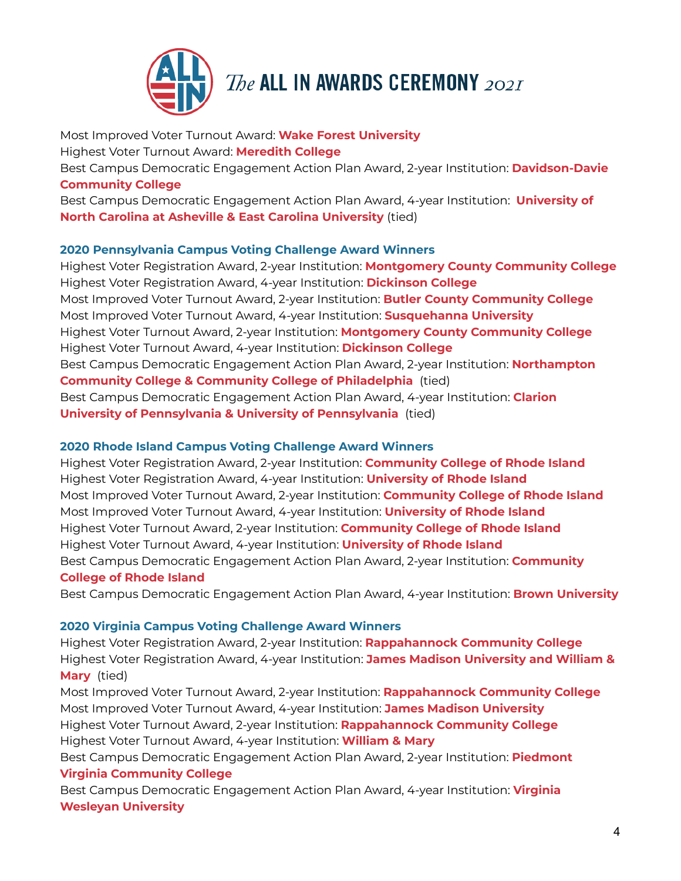Most Improved Voter Turnout Award: **Wake Forest University**
Highest Voter Turnout Award: **Meredith College**
Best Campus Democratic Engagement Action Plan Award, 2-year Institution: **Davidson-Davie Community College**
Best Campus Democratic Engagement Action Plan Award, 4-year Institution: **University of North Carolina at Asheville & East Carolina University** (tied)

### 2020 Pennsylvania Campus Voting Challenge Award Winners

Highest Voter Registration Award, 2-year Institution: **Montgomery County Community College**
Highest Voter Registration Award, 4-year Institution: **Dickinson College**
Most Improved Voter Turnout Award, 2-year Institution: **Butler County Community College**
Most Improved Voter Turnout Award, 4-year Institution: **Susquehanna University**
Highest Voter Turnout Award, 2-year Institution: **Montgomery County Community College**
Highest Voter Turnout Award, 4-year Institution: **Dickinson College**
Best Campus Democratic Engagement Action Plan Award, 2-year Institution: **Northampton Community College & Community College of Philadelphia** (tied)
Best Campus Democratic Engagement Action Plan Award, 4-year Institution: **Clarion University of Pennsylvania & University of Pennsylvania** (tied)

### 2020 Rhode Island Campus Voting Challenge Award Winners

Highest Voter Registration Award, 2-year Institution: **Community College of Rhode Island**
Highest Voter Registration Award, 4-year Institution: **University of Rhode Island**
Most Improved Voter Turnout Award, 2-year Institution: **Community College of Rhode Island**
Most Improved Voter Turnout Award, 4-year Institution: **University of Rhode Island**
Highest Voter Turnout Award, 2-year Institution: **Community College of Rhode Island**
Highest Voter Turnout Award, 4-year Institution: **University of Rhode Island**
Best Campus Democratic Engagement Action Plan Award, 2-year Institution: **Community College of Rhode Island**
Best Campus Democratic Engagement Action Plan Award, 4-year Institution: **Brown University**

### 2020 Virginia Campus Voting Challenge Award Winners

Highest Voter Registration Award, 2-year Institution: **Rappahannock Community College**
Highest Voter Registration Award, 4-year Institution: **James Madison University and William & Mary** (tied)
Most Improved Voter Turnout Award, 2-year Institution: **Rappahannock Community College**
Most Improved Voter Turnout Award, 4-year Institution: **James Madison University**
Highest Voter Turnout Award, 2-year Institution: **Rappahannock Community College**
Highest Voter Turnout Award, 4-year Institution: **William & Mary**
Best Campus Democratic Engagement Action Plan Award, 2-year Institution: **Piedmont Virginia Community College**
Best Campus Democratic Engagement Action Plan Award, 4-year Institution: **Virginia Wesleyan University**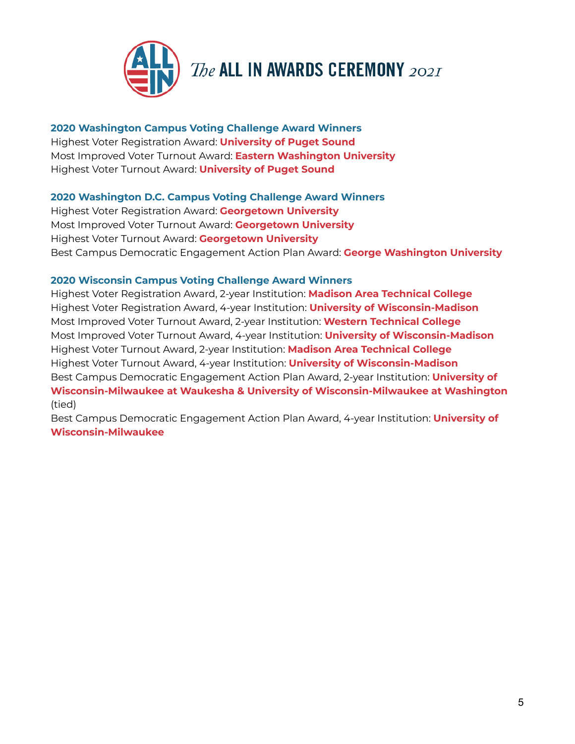## 2020 Washington Campus Voting Challenge Award Winners

Highest Voter Registration Award: **University of Puget Sound**
Most Improved Voter Turnout Award: **Eastern Washington University**
Highest Voter Turnout Award: **University of Puget Sound**

## 2020 Washington D.C. Campus Voting Challenge Award Winners

Highest Voter Registration Award: **Georgetown University**
Most Improved Voter Turnout Award: **Georgetown University**
Highest Voter Turnout Award: **Georgetown University**
Best Campus Democratic Engagement Action Plan Award: **George Washington University**

## 2020 Wisconsin Campus Voting Challenge Award Winners

Highest Voter Registration Award, 2-year Institution: **Madison Area Technical College**
Highest Voter Registration Award, 4-year Institution: **University of Wisconsin-Madison**
Most Improved Voter Turnout Award, 2-year Institution: **Western Technical College**
Most Improved Voter Turnout Award, 4-year Institution: **University of Wisconsin-Madison**
Highest Voter Turnout Award, 2-year Institution: **Madison Area Technical College**
Highest Voter Turnout Award, 4-year Institution: **University of Wisconsin-Madison**
Best Campus Democratic Engagement Action Plan Award, 2-year Institution: **University of Wisconsin-Milwaukee at Waukesha & University of Wisconsin-Milwaukee at Washington** (tied)
Best Campus Democratic Engagement Action Plan Award, 4-year Institution: **University of Wisconsin-Milwaukee**